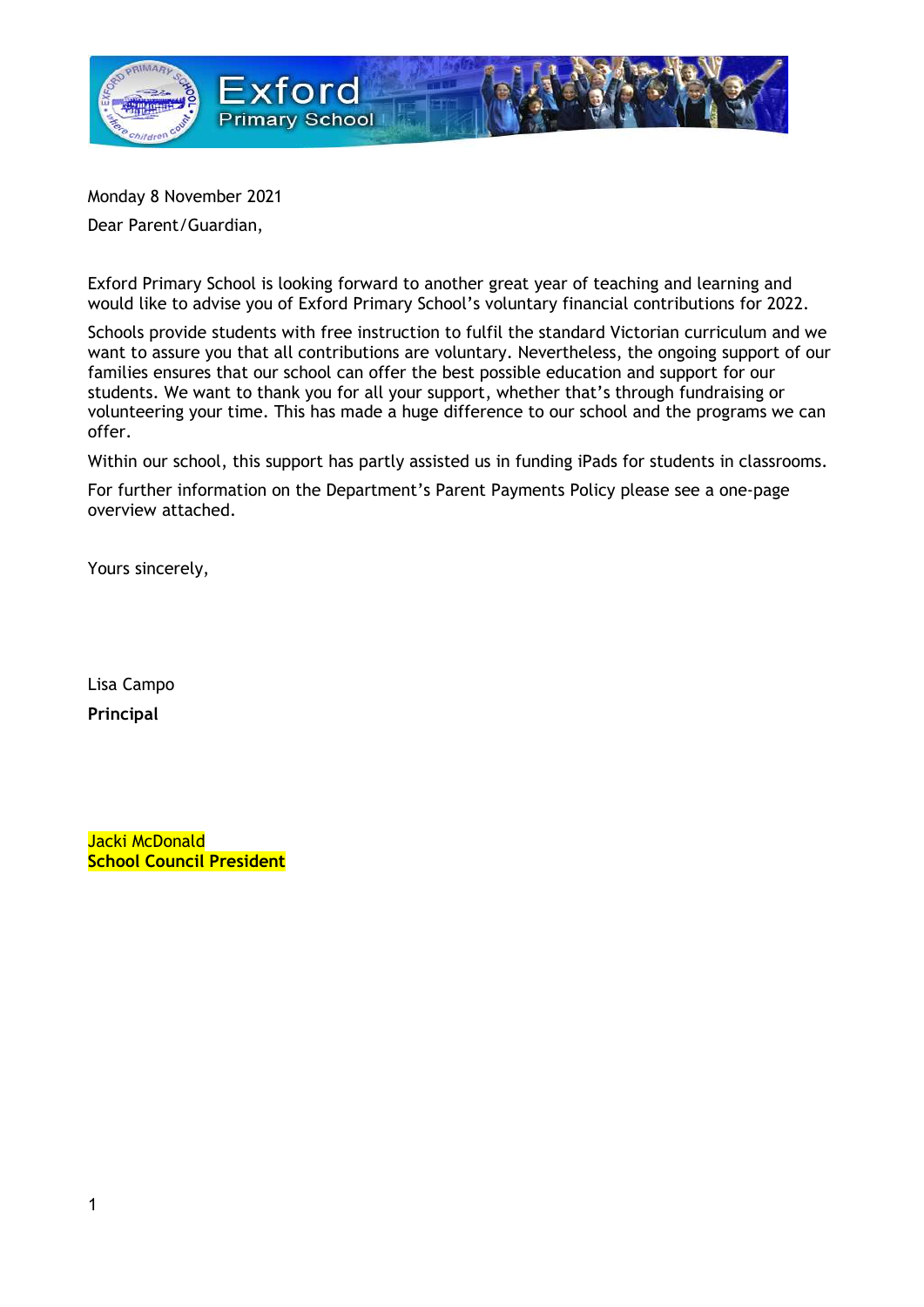Monday 8 November 2021

Dear Parent/Guardian,

Exford Primary School is looking forward to another great year of teaching and learning and would like to advise you of Exford Primary School's voluntary financial contributions for 2022.

Schools provide students with free instruction to fulfil the standard Victorian curriculum and we want to assure you that all contributions are voluntary. Nevertheless, the ongoing support of our families ensures that our school can offer the best possible education and support for our students. We want to thank you for all your support, whether that's through fundraising or volunteering your time. This has made a huge difference to our school and the programs we can offer.

Within our school, this support has partly assisted us in funding iPads for students in classrooms.

For further information on the Department's Parent Payments Policy please see a one-page overview attached.

Yours sincerely,

Lisa Campo

**Principal**

Jacki McDonald

**School Council President**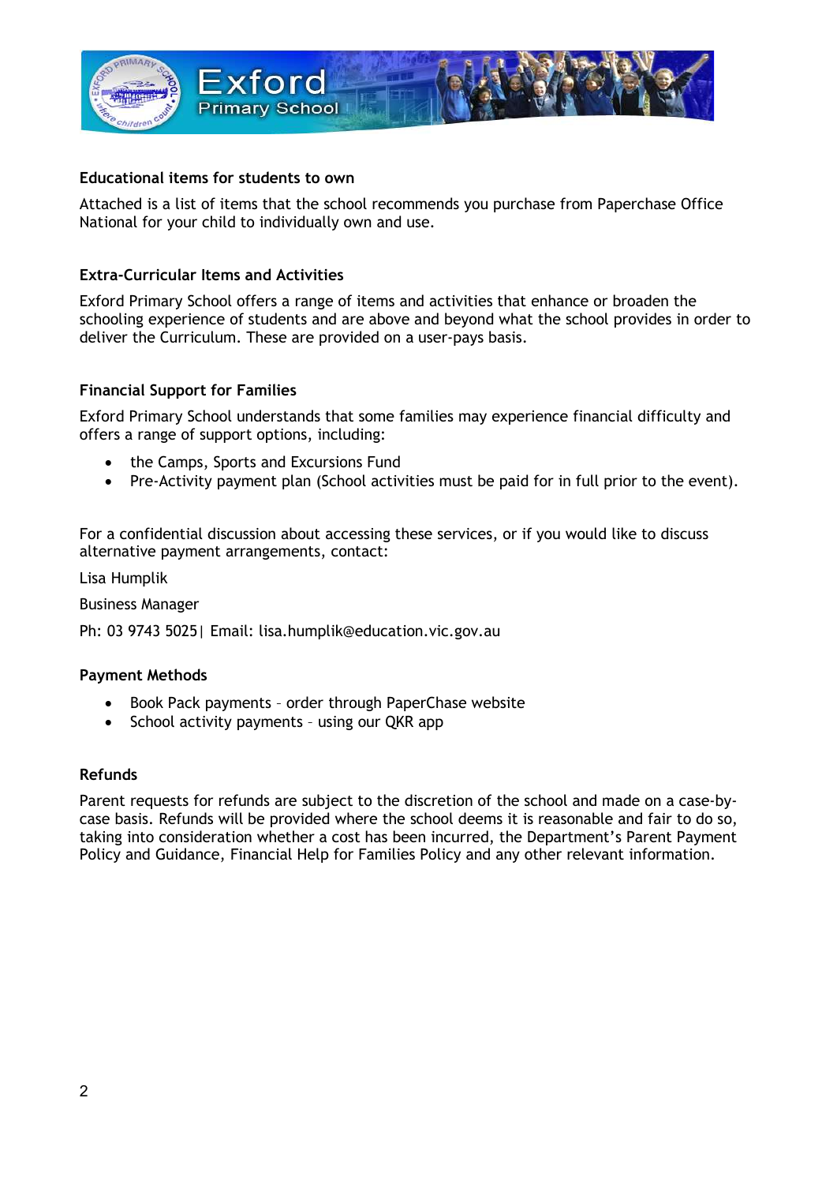### Educational items for students to own

Attached is a list of items that the school recommends you purchase from Paperchase Office National for your child to individually own and use.

### Extra-Curricular Items and Activities

Exford Primary School offers a range of items and activities that enhance or broaden the schooling experience of students and are above and beyond what the school provides in order to deliver the Curriculum. These are provided on a user-pays basis.

### Financial Support for Families

Exford Primary School understands that some families may experience financial difficulty and offers a range of support options, including:

- the Camps, Sports and Excursions Fund
- Pre-Activity payment plan (School activities must be paid for in full prior to the event).

For a confidential discussion about accessing these services, or if you would like to discuss alternative payment arrangements, contact:

Lisa Humplik

Business Manager

Ph: 03 9743 5025| Email: lisa.humplik@education.vic.gov.au

### Payment Methods

- Book Pack payments – order through PaperChase website
- School activity payments – using our QKR app

### Refunds

Parent requests for refunds are subject to the discretion of the school and made on a case-by-case basis. Refunds will be provided where the school deems it is reasonable and fair to do so, taking into consideration whether a cost has been incurred, the Department's Parent Payment Policy and Guidance, Financial Help for Families Policy and any other relevant information.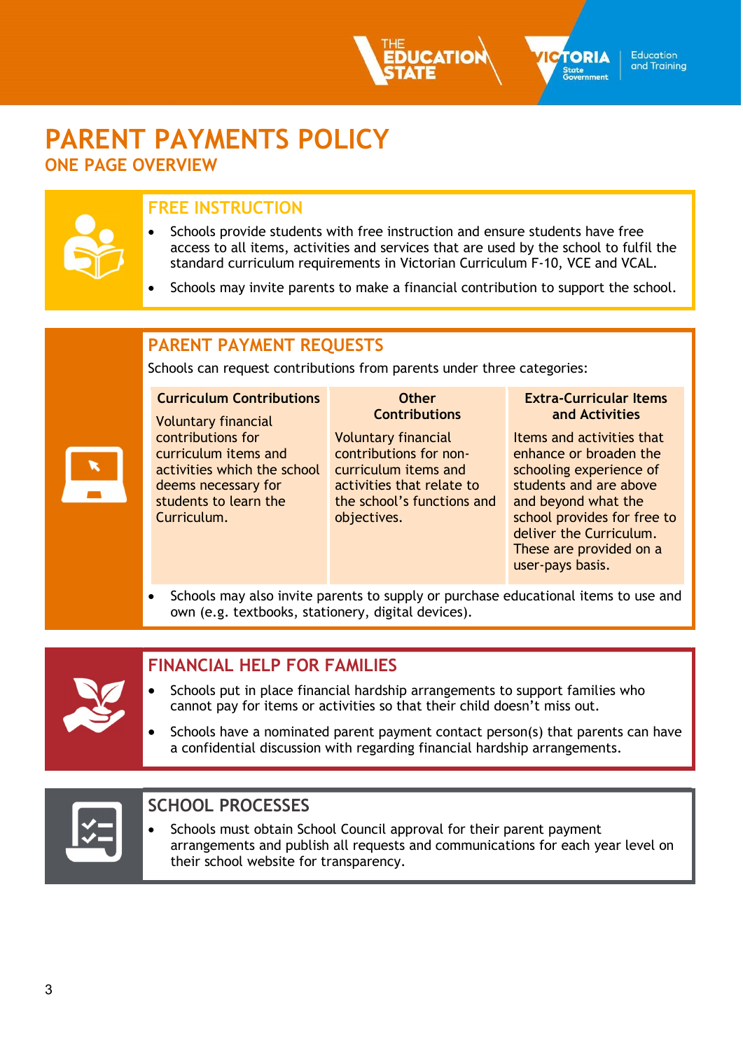# PARENT PAYMENTS POLICY

## ONE PAGE OVERVIEW

### FREE INSTRUCTION

- Schools provide students with free instruction and ensure students have free access to all items, activities and services that are used by the school to fulfil the standard curriculum requirements in Victorian Curriculum F-10, VCE and VCAL.
- Schools may invite parents to make a financial contribution to support the school.

### PARENT PAYMENT REQUESTS

Schools can request contributions from parents under three categories:

| Curriculum Contributions | Other Contributions | Extra-Curricular Items and Activities |
|---|---|---|
| Voluntary financial contributions for curriculum items and activities which the school deems necessary for students to learn the Curriculum. | Voluntary financial contributions for non-curriculum items and activities that relate to the school's functions and objectives. | Items and activities that enhance or broaden the schooling experience of students and are above and beyond what the school provides for free to deliver the Curriculum. These are provided on a user-pays basis. |

- Schools may also invite parents to supply or purchase educational items to use and own (e.g. textbooks, stationery, digital devices).

### FINANCIAL HELP FOR FAMILIES

- Schools put in place financial hardship arrangements to support families who cannot pay for items or activities so that their child doesn't miss out.
- Schools have a nominated parent payment contact person(s) that parents can have a confidential discussion with regarding financial hardship arrangements.

### SCHOOL PROCESSES

- Schools must obtain School Council approval for their parent payment arrangements and publish all requests and communications for each year level on their school website for transparency.